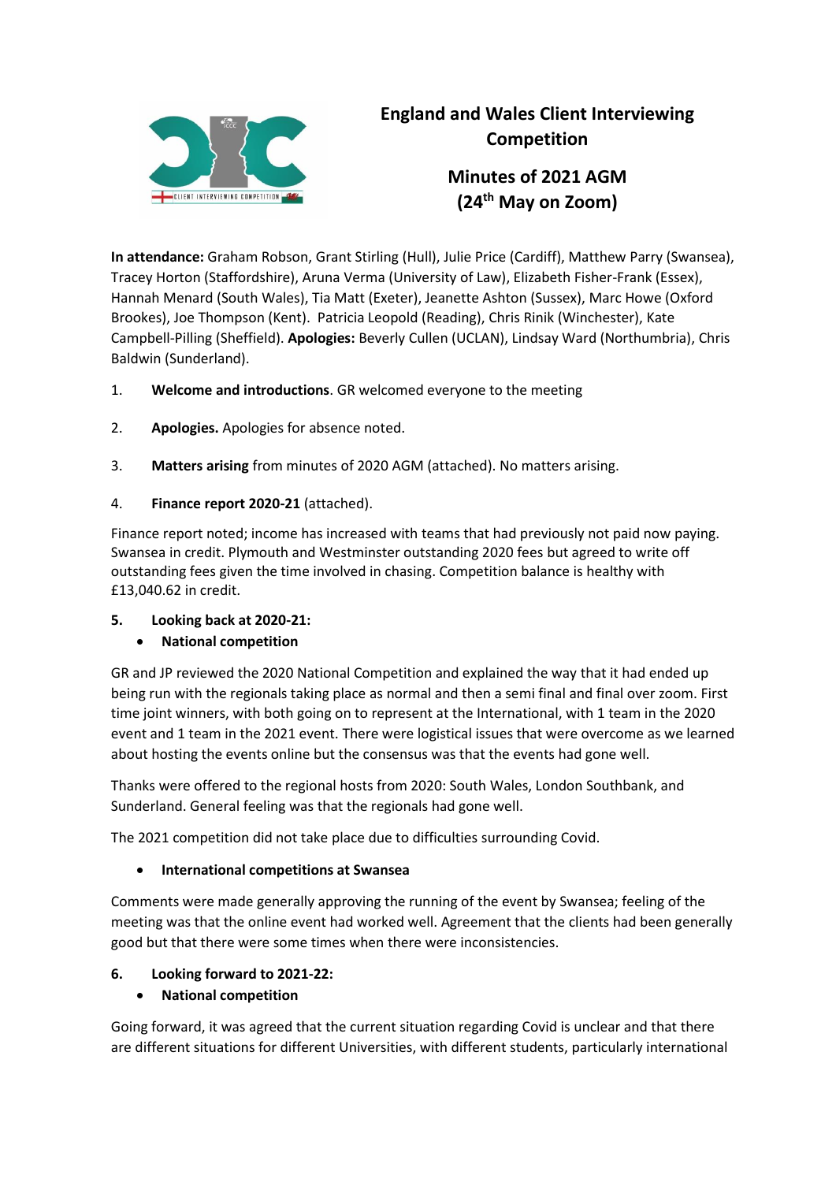# England and Wales Client Interviewing Competition

## Minutes of 2021 AGM (24th May on Zoom)

**In attendance:** Graham Robson, Grant Stirling (Hull), Julie Price (Cardiff), Matthew Parry (Swansea), Tracey Horton (Staffordshire), Aruna Verma (University of Law), Elizabeth Fisher-Frank (Essex), Hannah Menard (South Wales), Tia Matt (Exeter), Jeanette Ashton (Sussex), Marc Howe (Oxford Brookes), Joe Thompson (Kent). Patricia Leopold (Reading), Chris Rinik (Winchester), Kate Campbell-Pilling (Sheffield). **Apologies:** Beverly Cullen (UCLAN), Lindsay Ward (Northumbria), Chris Baldwin (Sunderland).

1. **Welcome and introductions**. GR welcomed everyone to the meeting

2. **Apologies.** Apologies for absence noted.

3. **Matters arising** from minutes of 2020 AGM (attached). No matters arising.

4. **Finance report 2020-21** (attached).

Finance report noted; income has increased with teams that had previously not paid now paying. Swansea in credit. Plymouth and Westminster outstanding 2020 fees but agreed to write off outstanding fees given the time involved in chasing. Competition balance is healthy with £13,040.62 in credit.

5. **Looking back at 2020-21:**
   - **National competition**

GR and JP reviewed the 2020 National Competition and explained the way that it had ended up being run with the regionals taking place as normal and then a semi final and final over zoom. First time joint winners, with both going on to represent at the International, with 1 team in the 2020 event and 1 team in the 2021 event. There were logistical issues that were overcome as we learned about hosting the events online but the consensus was that the events had gone well.

Thanks were offered to the regional hosts from 2020: South Wales, London Southbank, and Sunderland. General feeling was that the regionals had gone well.

The 2021 competition did not take place due to difficulties surrounding Covid.

- **International competitions at Swansea**

Comments were made generally approving the running of the event by Swansea; feeling of the meeting was that the online event had worked well. Agreement that the clients had been generally good but that there were some times when there were inconsistencies.

6. **Looking forward to 2021-22:**
   - **National competition**

Going forward, it was agreed that the current situation regarding Covid is unclear and that there are different situations for different Universities, with different students, particularly international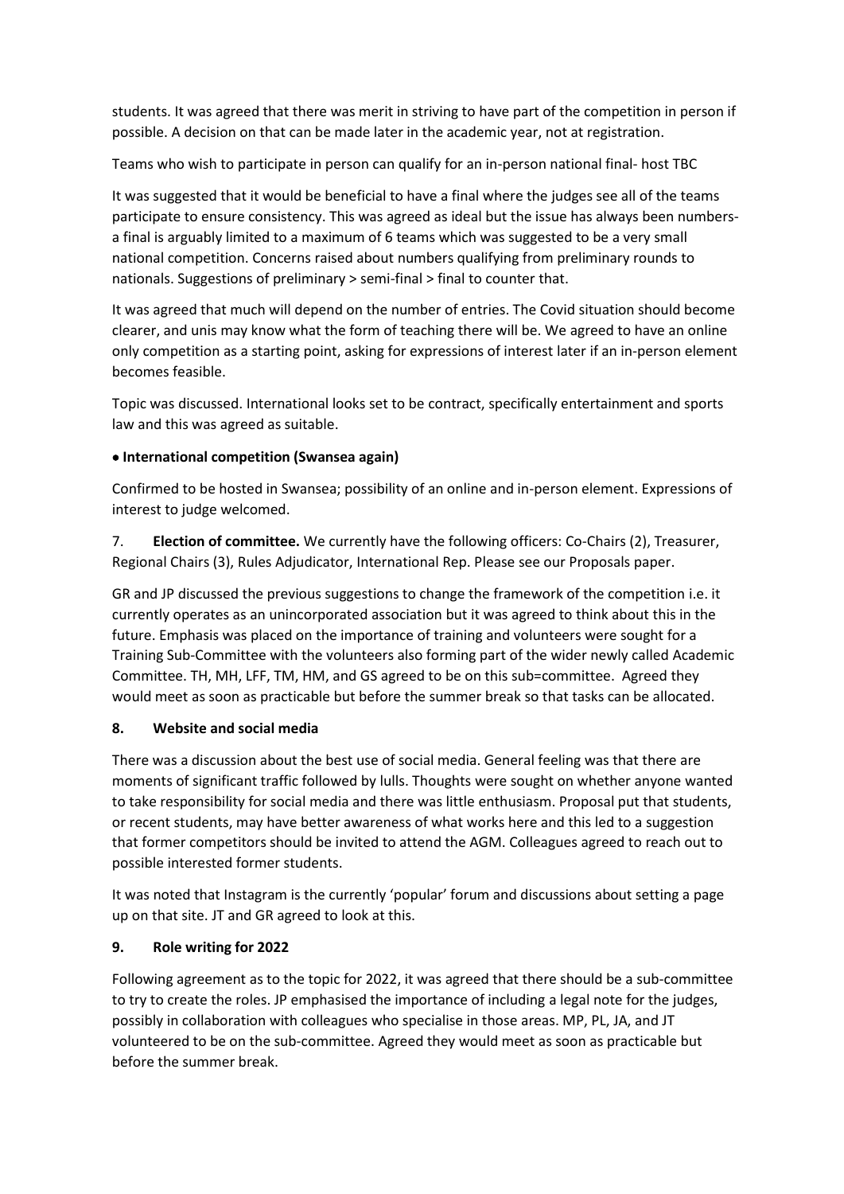students. It was agreed that there was merit in striving to have part of the competition in person if possible. A decision on that can be made later in the academic year, not at registration.

Teams who wish to participate in person can qualify for an in-person national final- host TBC

It was suggested that it would be beneficial to have a final where the judges see all of the teams participate to ensure consistency. This was agreed as ideal but the issue has always been numbers- a final is arguably limited to a maximum of 6 teams which was suggested to be a very small national competition. Concerns raised about numbers qualifying from preliminary rounds to nationals. Suggestions of preliminary > semi-final > final to counter that.

It was agreed that much will depend on the number of entries. The Covid situation should become clearer, and unis may know what the form of teaching there will be. We agreed to have an online only competition as a starting point, asking for expressions of interest later if an in-person element becomes feasible.

Topic was discussed. International looks set to be contract, specifically entertainment and sports law and this was agreed as suitable.

- **International competition (Swansea again)**

Confirmed to be hosted in Swansea; possibility of an online and in-person element. Expressions of interest to judge welcomed.

7. **Election of committee.** We currently have the following officers: Co-Chairs (2), Treasurer, Regional Chairs (3), Rules Adjudicator, International Rep. Please see our Proposals paper.

GR and JP discussed the previous suggestions to change the framework of the competition i.e. it currently operates as an unincorporated association but it was agreed to think about this in the future. Emphasis was placed on the importance of training and volunteers were sought for a Training Sub-Committee with the volunteers also forming part of the wider newly called Academic Committee. TH, MH, LFF, TM, HM, and GS agreed to be on this sub=committee. Agreed they would meet as soon as practicable but before the summer break so that tasks can be allocated.

**8. Website and social media**

There was a discussion about the best use of social media. General feeling was that there are moments of significant traffic followed by lulls. Thoughts were sought on whether anyone wanted to take responsibility for social media and there was little enthusiasm. Proposal put that students, or recent students, may have better awareness of what works here and this led to a suggestion that former competitors should be invited to attend the AGM. Colleagues agreed to reach out to possible interested former students.

It was noted that Instagram is the currently 'popular' forum and discussions about setting a page up on that site. JT and GR agreed to look at this.

**9. Role writing for 2022**

Following agreement as to the topic for 2022, it was agreed that there should be a sub-committee to try to create the roles. JP emphasised the importance of including a legal note for the judges, possibly in collaboration with colleagues who specialise in those areas. MP, PL, JA, and JT volunteered to be on the sub-committee. Agreed they would meet as soon as practicable but before the summer break.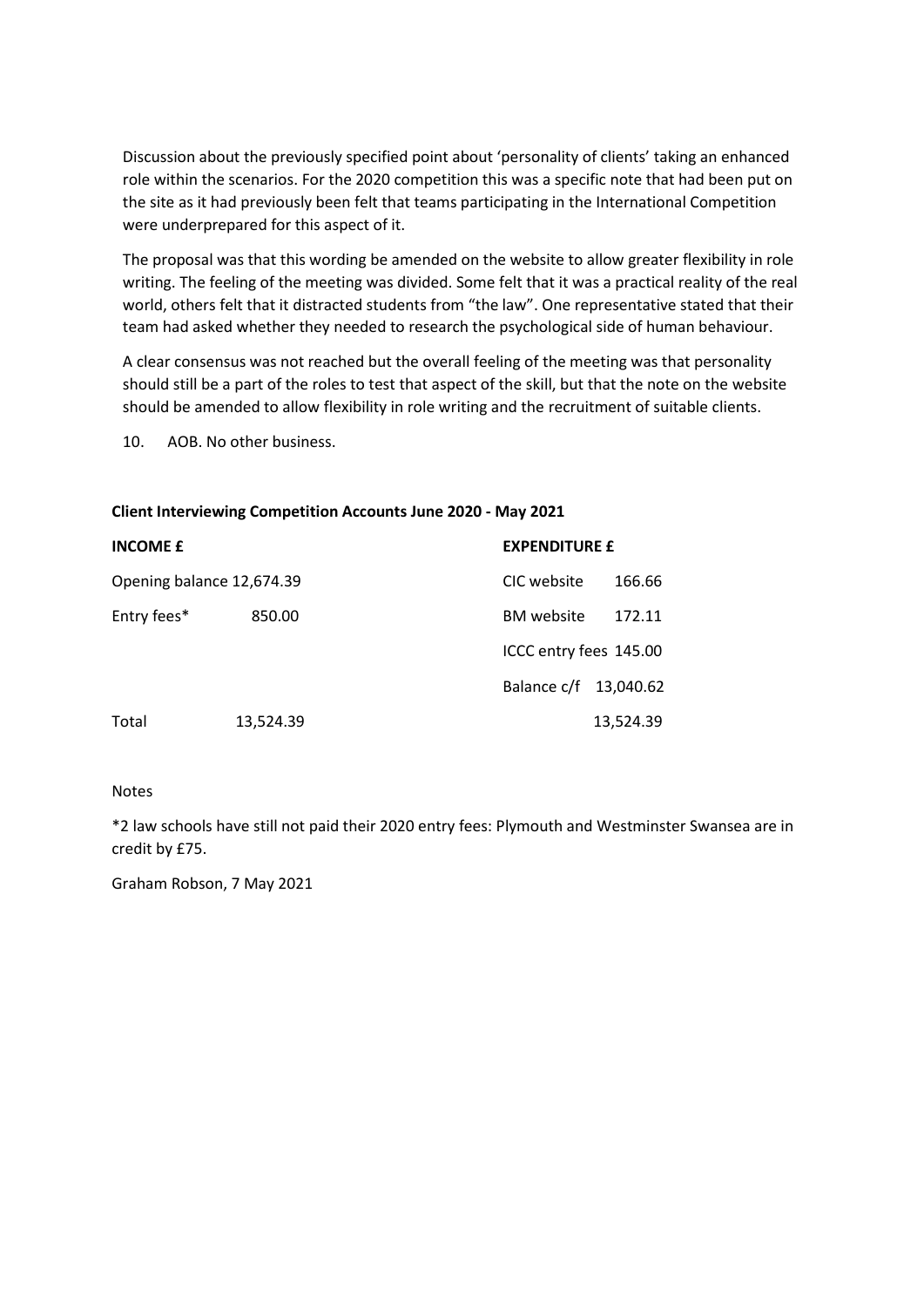Discussion about the previously specified point about 'personality of clients' taking an enhanced role within the scenarios. For the 2020 competition this was a specific note that had been put on the site as it had previously been felt that teams participating in the International Competition were underprepared for this aspect of it.

The proposal was that this wording be amended on the website to allow greater flexibility in role writing. The feeling of the meeting was divided. Some felt that it was a practical reality of the real world, others felt that it distracted students from "the law". One representative stated that their team had asked whether they needed to research the psychological side of human behaviour.

A clear consensus was not reached but the overall feeling of the meeting was that personality should still be a part of the roles to test that aspect of the skill, but that the note on the website should be amended to allow flexibility in role writing and the recruitment of suitable clients.

10. AOB. No other business.

**Client Interviewing Competition Accounts June 2020 - May 2021**

| **INCOME £** | | **EXPENDITURE £** | |
|---|---|---|---|
| Opening balance | 12,674.39 | CIC website | 166.66 |
| Entry fees* | 850.00 | BM website | 172.11 |
| | | ICCC entry fees | 145.00 |
| | | Balance c/f | 13,040.62 |
| Total | 13,524.39 | | 13,524.39 |

Notes

*2 law schools have still not paid their 2020 entry fees: Plymouth and Westminster Swansea are in credit by £75.

Graham Robson, 7 May 2021